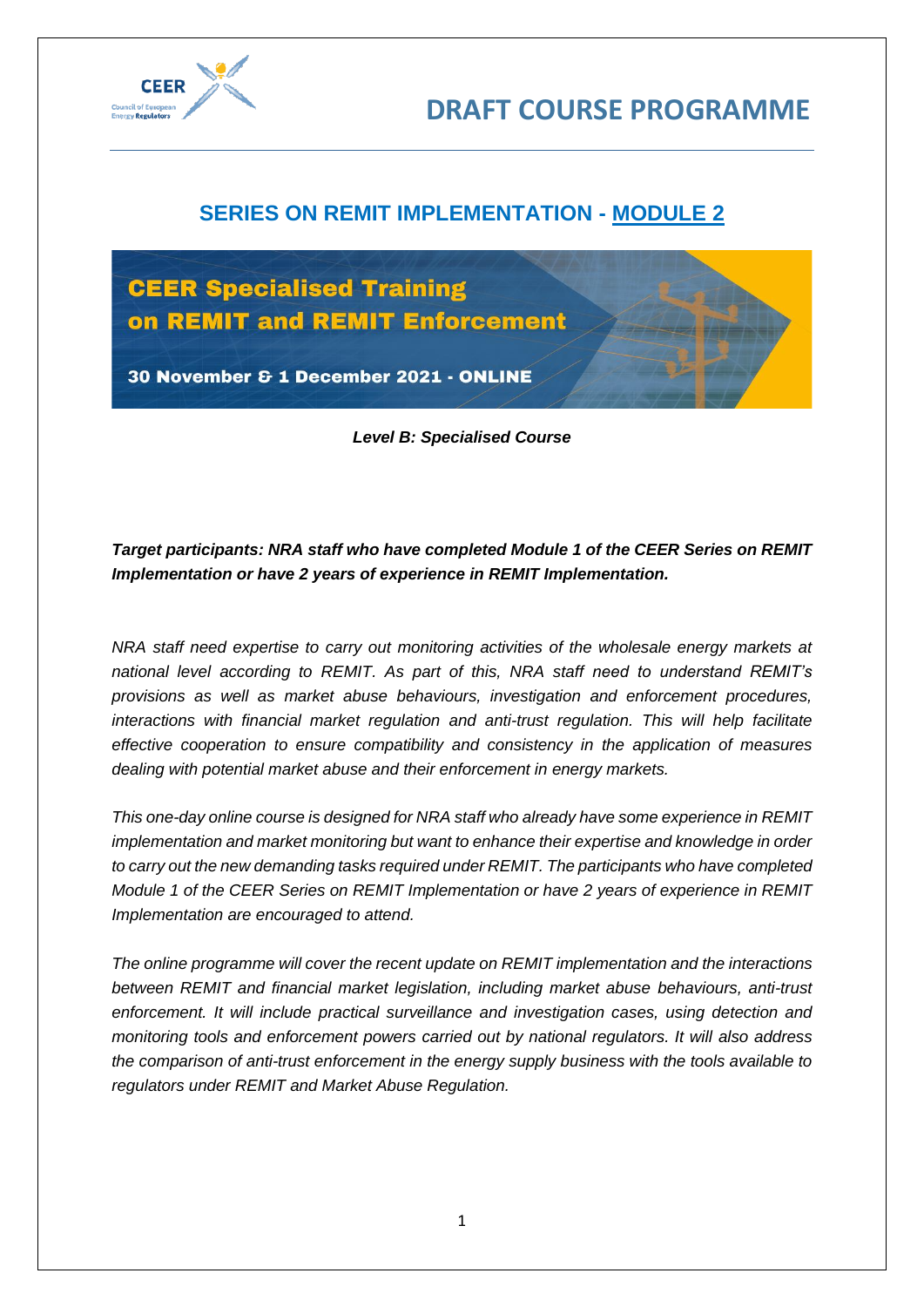# DRAFT COURSE PROGRAMME

## SERIES ON REMIT IMPLEMENTATION - MODULE 2

**CEER Specialised Training on REMIT and REMIT Enforcement**

**30 November & 1 December 2021 - ONLINE**

***Level B: Specialised Course***

***Target participants: NRA staff who have completed Module 1 of the CEER Series on REMIT Implementation or have 2 years of experience in REMIT Implementation.***

*NRA staff need expertise to carry out monitoring activities of the wholesale energy markets at national level according to REMIT. As part of this, NRA staff need to understand REMIT's provisions as well as market abuse behaviours, investigation and enforcement procedures, interactions with financial market regulation and anti-trust regulation. This will help facilitate effective cooperation to ensure compatibility and consistency in the application of measures dealing with potential market abuse and their enforcement in energy markets.*

*This one-day online course is designed for NRA staff who already have some experience in REMIT implementation and market monitoring but want to enhance their expertise and knowledge in order to carry out the new demanding tasks required under REMIT. The participants who have completed Module 1 of the CEER Series on REMIT Implementation or have 2 years of experience in REMIT Implementation are encouraged to attend.*

*The online programme will cover the recent update on REMIT implementation and the interactions between REMIT and financial market legislation, including market abuse behaviours, anti-trust enforcement. It will include practical surveillance and investigation cases, using detection and monitoring tools and enforcement powers carried out by national regulators. It will also address the comparison of anti-trust enforcement in the energy supply business with the tools available to regulators under REMIT and Market Abuse Regulation.*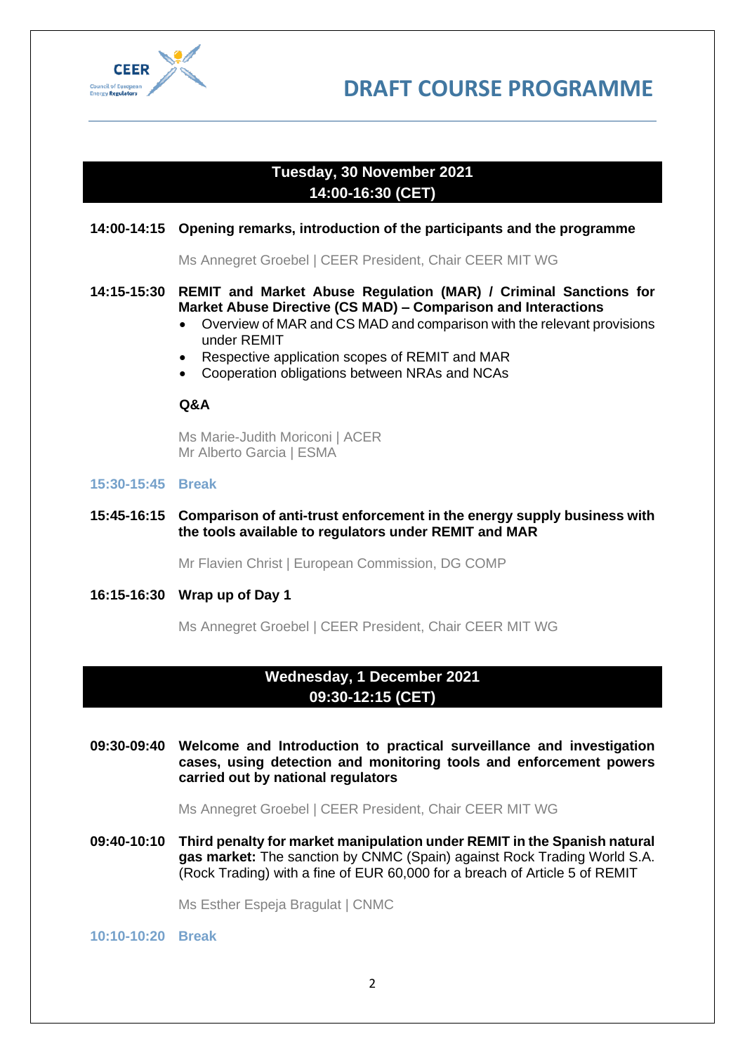# DRAFT COURSE PROGRAMME

## Tuesday, 30 November 2021
## 14:00-16:30 (CET)

**14:00-14:15 Opening remarks, introduction of the participants and the programme**

Ms Annegret Groebel | CEER President, Chair CEER MIT WG

**14:15-15:30 REMIT and Market Abuse Regulation (MAR) / Criminal Sanctions for Market Abuse Directive (CS MAD) – Comparison and Interactions**

- Overview of MAR and CS MAD and comparison with the relevant provisions under REMIT
- Respective application scopes of REMIT and MAR
- Cooperation obligations between NRAs and NCAs

**Q&A**

Ms Marie-Judith Moriconi | ACER
Mr Alberto Garcia | ESMA

**15:30-15:45 Break**

**15:45-16:15 Comparison of anti-trust enforcement in the energy supply business with the tools available to regulators under REMIT and MAR**

Mr Flavien Christ | European Commission, DG COMP

**16:15-16:30 Wrap up of Day 1**

Ms Annegret Groebel | CEER President, Chair CEER MIT WG

## Wednesday, 1 December 2021
## 09:30-12:15 (CET)

**09:30-09:40 Welcome and Introduction to practical surveillance and investigation cases, using detection and monitoring tools and enforcement powers carried out by national regulators**

Ms Annegret Groebel | CEER President, Chair CEER MIT WG

**09:40-10:10 Third penalty for market manipulation under REMIT in the Spanish natural gas market:** The sanction by CNMC (Spain) against Rock Trading World S.A. (Rock Trading) with a fine of EUR 60,000 for a breach of Article 5 of REMIT

Ms Esther Espeja Bragulat | CNMC

**10:10-10:20 Break**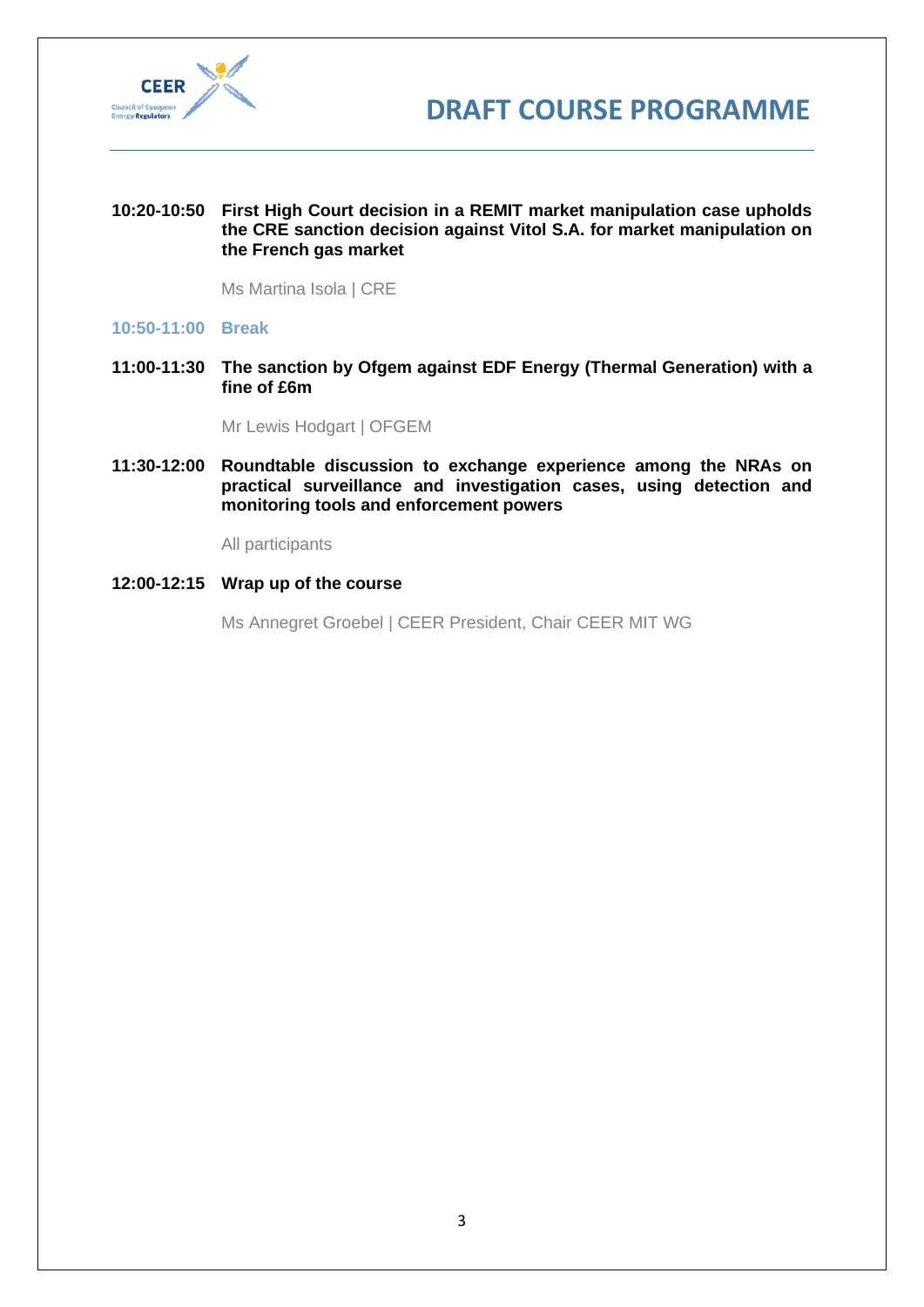# DRAFT COURSE PROGRAMME

**10:20-10:50 First High Court decision in a REMIT market manipulation case upholds the CRE sanction decision against Vitol S.A. for market manipulation on the French gas market**

Ms Martina Isola | CRE

**10:50-11:00 Break**

**11:00-11:30 The sanction by Ofgem against EDF Energy (Thermal Generation) with a fine of £6m**

Mr Lewis Hodgart | OFGEM

**11:30-12:00 Roundtable discussion to exchange experience among the NRAs on practical surveillance and investigation cases, using detection and monitoring tools and enforcement powers**

All participants

**12:00-12:15 Wrap up of the course**

Ms Annegret Groebel | CEER President, Chair CEER MIT WG